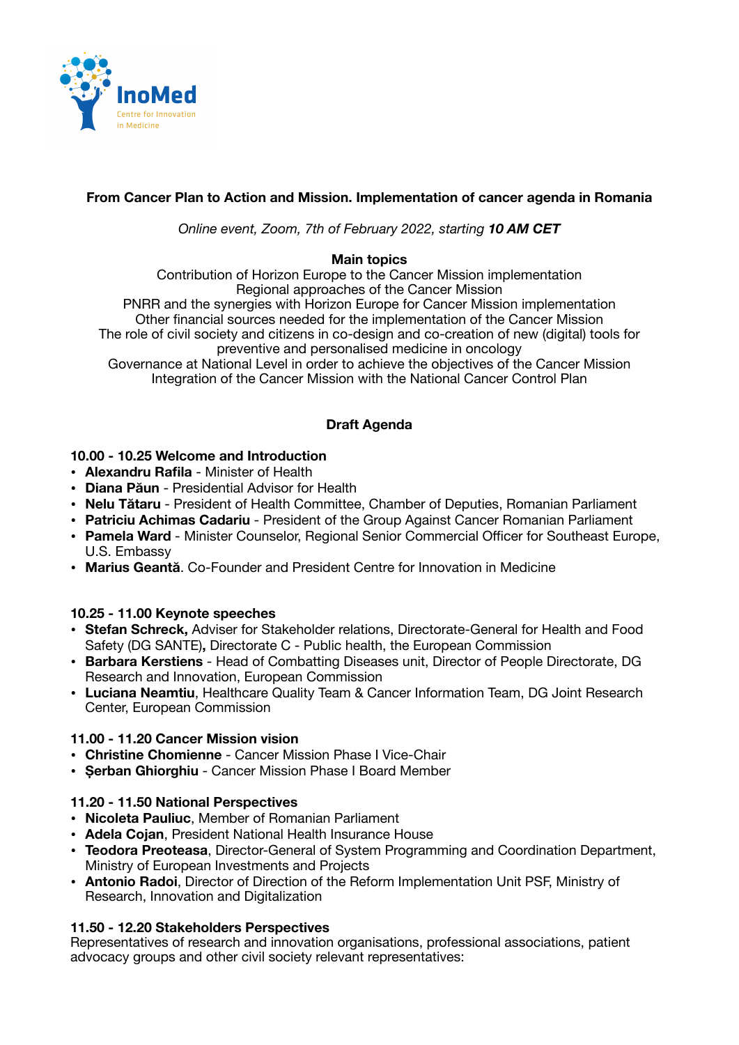InoMed
Centre for Innovation in Medicine

**From Cancer Plan to Action and Mission. Implementation of cancer agenda in Romania**

*Online event, Zoom, 7th of February 2022, starting* ***10 AM CET***

**Main topics**

Contribution of Horizon Europe to the Cancer Mission implementation
Regional approaches of the Cancer Mission
PNRR and the synergies with Horizon Europe for Cancer Mission implementation
Other financial sources needed for the implementation of the Cancer Mission
The role of civil society and citizens in co-design and co-creation of new (digital) tools for preventive and personalised medicine in oncology
Governance at National Level in order to achieve the objectives of the Cancer Mission
Integration of the Cancer Mission with the National Cancer Control Plan

**Draft Agenda**

**10.00 - 10.25 Welcome and Introduction**

- **Alexandru Rafila** - Minister of Health
- **Diana Păun** - Presidential Advisor for Health
- **Nelu Tătaru** - President of Health Committee, Chamber of Deputies, Romanian Parliament
- **Patriciu Achimas Cadariu** - President of the Group Against Cancer Romanian Parliament
- **Pamela Ward** - Minister Counselor, Regional Senior Commercial Officer for Southeast Europe, U.S. Embassy
- **Marius Geantă**. Co-Founder and President Centre for Innovation in Medicine

**10.25 - 11.00 Keynote speeches**

- **Stefan Schreck,** Adviser for Stakeholder relations, Directorate-General for Health and Food Safety (DG SANTE)**,** Directorate C - Public health, the European Commission
- **Barbara Kerstiens** - Head of Combatting Diseases unit, Director of People Directorate, DG Research and Innovation, European Commission
- **Luciana Neamtiu**, Healthcare Quality Team & Cancer Information Team, DG Joint Research Center, European Commission

**11.00 - 11.20 Cancer Mission vision**

- **Christine Chomienne** - Cancer Mission Phase I Vice-Chair
- **Șerban Ghiorghiu** - Cancer Mission Phase I Board Member

**11.20 - 11.50 National Perspectives**

- **Nicoleta Pauliuc**, Member of Romanian Parliament
- **Adela Cojan**, President National Health Insurance House
- **Teodora Preoteasa**, Director-General of System Programming and Coordination Department, Ministry of European Investments and Projects
- **Antonio Radoi**, Director of Direction of the Reform Implementation Unit PSF, Ministry of Research, Innovation and Digitalization

**11.50 - 12.20 Stakeholders Perspectives**

Representatives of research and innovation organisations, professional associations, patient advocacy groups and other civil society relevant representatives: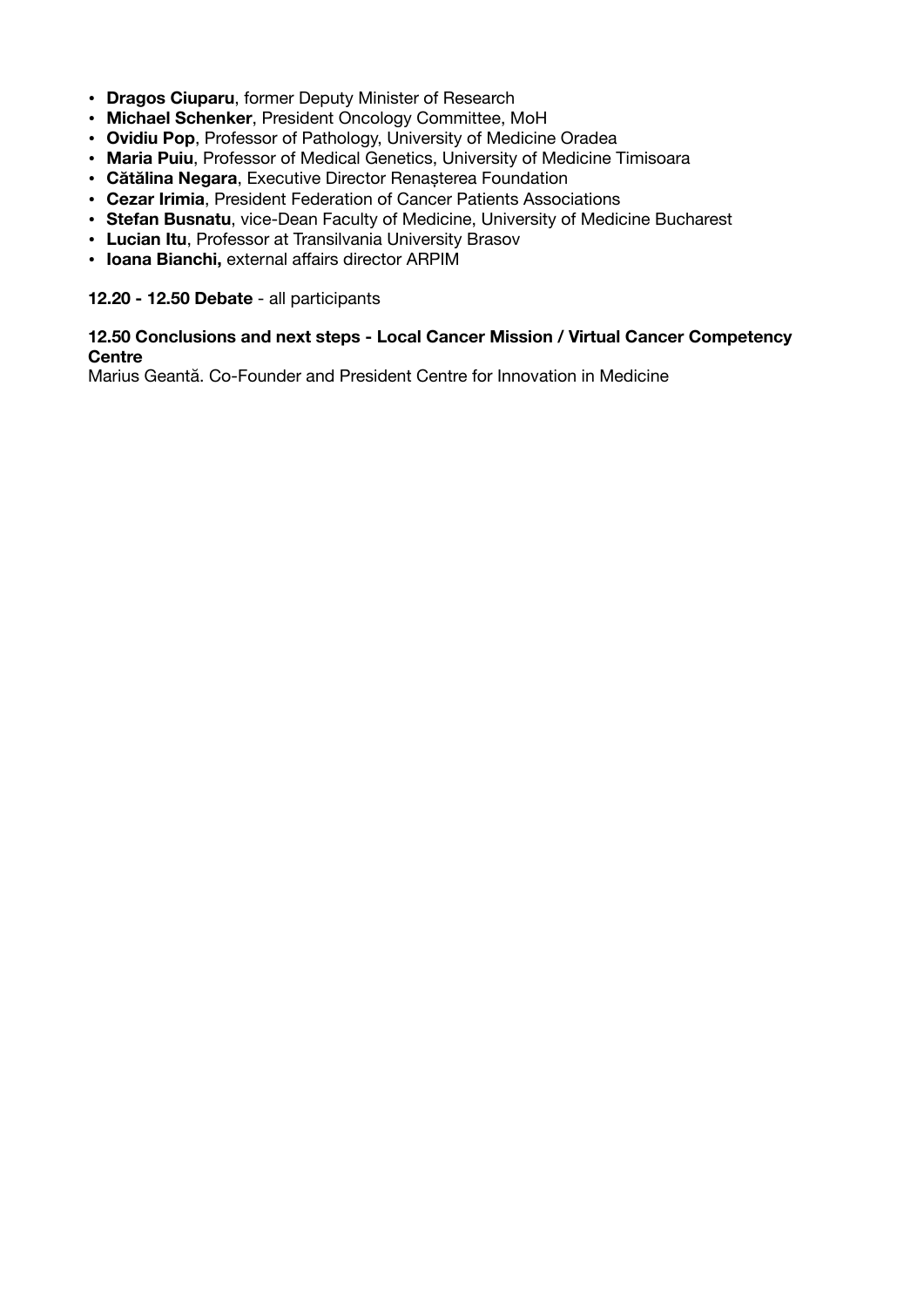- **Dragos Ciuparu**, former Deputy Minister of Research
- **Michael Schenker**, President Oncology Committee, MoH
- **Ovidiu Pop**, Professor of Pathology, University of Medicine Oradea
- **Maria Puiu**, Professor of Medical Genetics, University of Medicine Timisoara
- **Cătălina Negara**, Executive Director Renașterea Foundation
- **Cezar Irimia**, President Federation of Cancer Patients Associations
- **Stefan Busnatu**, vice-Dean Faculty of Medicine, University of Medicine Bucharest
- **Lucian Itu**, Professor at Transilvania University Brasov
- **Ioana Bianchi,** external affairs director ARPIM

**12.20 - 12.50 Debate** - all participants

**12.50 Conclusions and next steps - Local Cancer Mission / Virtual Cancer Competency Centre**
Marius Geantă. Co-Founder and President Centre for Innovation in Medicine